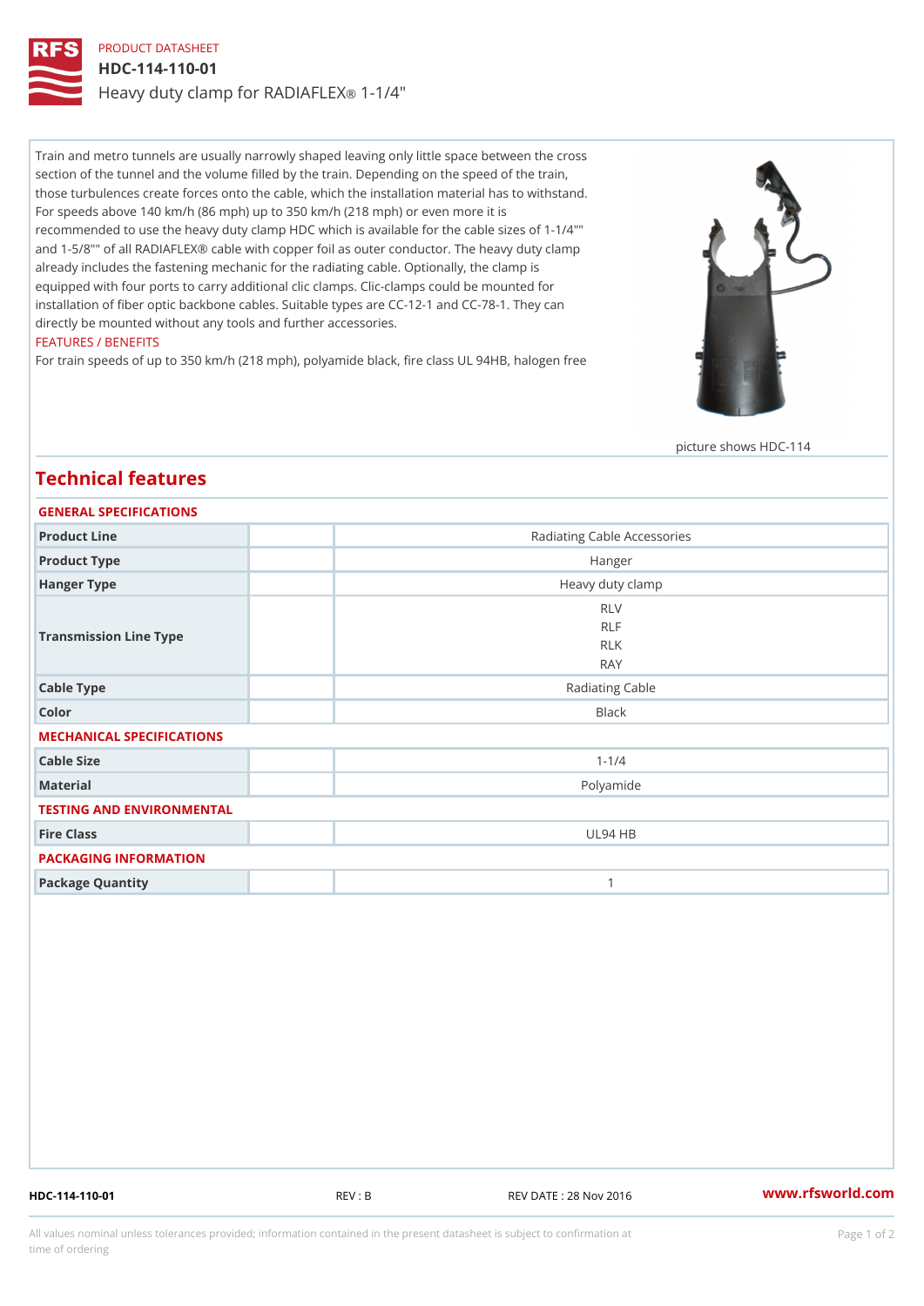PRODUCT DATASHEET

# HDC-114-110-01

## Heavy duty clamp for RADIAFLEX® 1-1/4"

Train and metro tunnels are usually narrowly shaped leaving only little space between the cross section of the tunnel and the volume filled by the train. Depending on the speed of the train, those turbulences create forces onto the cable, which the installation material has to withstand. For speeds above 140 km/h (86 mph) up to 350 km/h (218 mph) or even more it is recommended to use the heavy duty clamp HDC which is available for the cable sizes of 1-1/4"" and 1-5/8"" of all RADIAFLEX® cable with copper foil as outer conductor. The heavy duty clamp already includes the fastening mechanic for the radiating cable. Optionally, the clamp is equipped with four ports to carry additional clic clamps. Clic-clamps could be mounted for installation of fiber optic backbone cables. Suitable types are CC-12-1 and CC-78-1. They can directly be mounted without any tools and further accessories.

FEATURES / BENEFITS

For train speeds of up to 350 km/h (218 mph), polyamide black, fire class UL 94HB, halogen free

picture shows HDC-114

## Technical features

### GENERAL SPECIFICATIONS

| | |
|---|---|
| Product Line | Radiating Cable Accessories |
| Product Type | Hanger |
| Hanger Type | Heavy duty clamp |
| Transmission Line Type | RLV<br>RLF<br>RLK<br>RAY |
| Cable Type | Radiating Cable |
| Color | Black |

### MECHANICAL SPECIFICATIONS

| | |
|---|---|
| Cable Size | 1-1/4 |
| Material | Polyamide |

### TESTING AND ENVIRONMENTAL

| | |
|---|---|
| Fire Class | UL94 HB |

### PACKAGING INFORMATION

| | |
|---|---|
| Package Quantity | 1 |

HDC-114-110-01 REV : B REV DATE : 28 Nov 2016 www.rfsworld.com

All values nominal unless tolerances provided; information contained in the present datasheet is subject to confirmation at time of ordering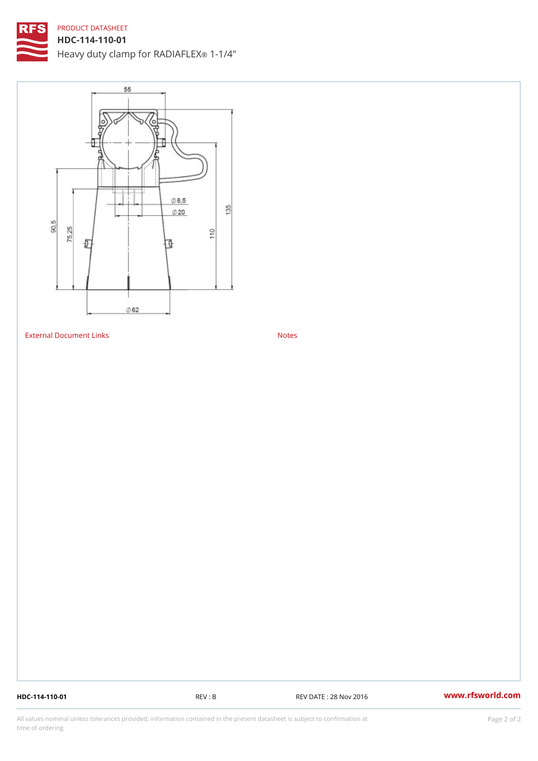PRODUCT DATASHEET

# HDC-114-110-01

Heavy duty clamp for RADIAFLEX® 1-1/4"

55

135

110

90,5

75,25

⌀8,5

⌀20

⌀62

External Document Links

Notes

HDC-114-110-01 REV : B REV DATE : 28 Nov 2016 www.rfsworld.com

All values nominal unless tolerances provided; information contained in the present datasheet is subject to confirmation at time of ordering